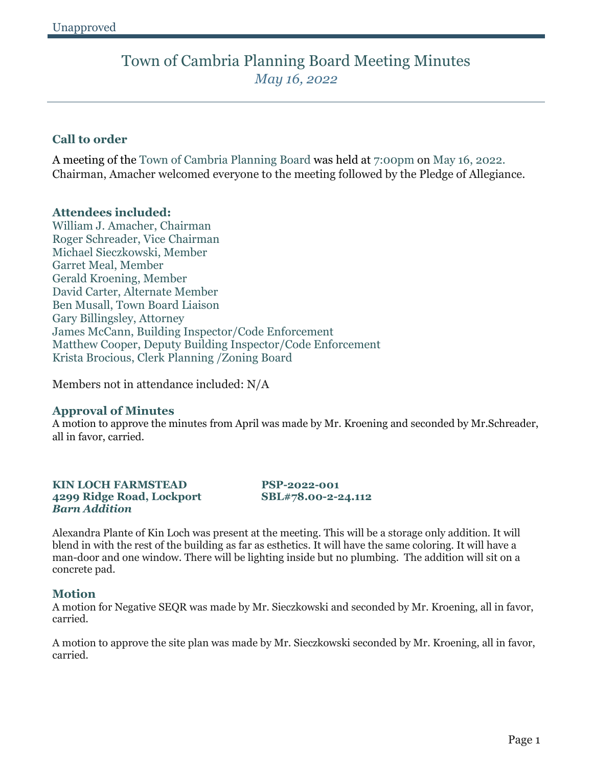Unapproved

# Town of Cambria Planning Board Meeting Minutes

*May 16, 2022*

## Call to order

A meeting of the Town of Cambria Planning Board was held at 7:00pm on May 16, 2022. Chairman, Amacher welcomed everyone to the meeting followed by the Pledge of Allegiance.

## Attendees included:

William J. Amacher, Chairman
Roger Schreader, Vice Chairman
Michael Sieczkowski, Member
Garret Meal, Member
Gerald Kroening, Member
David Carter, Alternate Member
Ben Musall, Town Board Liaison
Gary Billingsley, Attorney
James McCann, Building Inspector/Code Enforcement
Matthew Cooper, Deputy Building Inspector/Code Enforcement
Krista Brocious, Clerk Planning /Zoning Board

Members not in attendance included: N/A

## Approval of Minutes

A motion to approve the minutes from April was made by Mr. Kroening and seconded by Mr.Schreader, all in favor, carried.

**KIN LOCH FARMSTEAD** **PSP-2022-001**
**4299 Ridge Road, Lockport** **SBL#78.00-2-24.112**
***Barn Addition***

Alexandra Plante of Kin Loch was present at the meeting. This will be a storage only addition. It will blend in with the rest of the building as far as esthetics. It will have the same coloring. It will have a man-door and one window. There will be lighting inside but no plumbing. The addition will sit on a concrete pad.

## Motion

A motion for Negative SEQR was made by Mr. Sieczkowski and seconded by Mr. Kroening, all in favor, carried.

A motion to approve the site plan was made by Mr. Sieczkowski seconded by Mr. Kroening, all in favor, carried.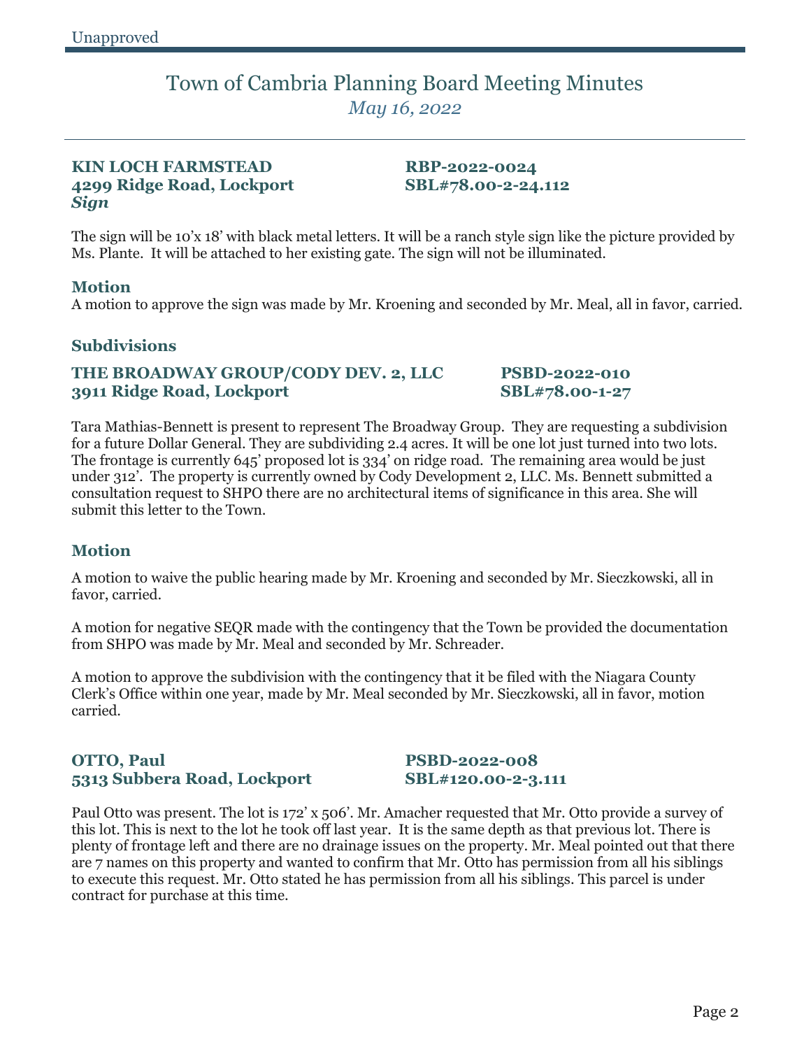Unapproved

# Town of Cambria Planning Board Meeting Minutes

*May 16, 2022*

**KIN LOCH FARMSTEAD** **RBP-2022-0024**
**4299 Ridge Road, Lockport** **SBL#78.00-2-24.112**
***Sign***

The sign will be 10'x 18' with black metal letters. It will be a ranch style sign like the picture provided by Ms. Plante. It will be attached to her existing gate. The sign will not be illuminated.

### Motion

A motion to approve the sign was made by Mr. Kroening and seconded by Mr. Meal, all in favor, carried.

## Subdivisions

**THE BROADWAY GROUP/CODY DEV. 2, LLC** **PSBD-2022-010**
**3911 Ridge Road, Lockport** **SBL#78.00-1-27**

Tara Mathias-Bennett is present to represent The Broadway Group. They are requesting a subdivision for a future Dollar General. They are subdividing 2.4 acres. It will be one lot just turned into two lots. The frontage is currently 645' proposed lot is 334' on ridge road. The remaining area would be just under 312'. The property is currently owned by Cody Development 2, LLC. Ms. Bennett submitted a consultation request to SHPO there are no architectural items of significance in this area. She will submit this letter to the Town.

### Motion

A motion to waive the public hearing made by Mr. Kroening and seconded by Mr. Sieczkowski, all in favor, carried.

A motion for negative SEQR made with the contingency that the Town be provided the documentation from SHPO was made by Mr. Meal and seconded by Mr. Schreader.

A motion to approve the subdivision with the contingency that it be filed with the Niagara County Clerk's Office within one year, made by Mr. Meal seconded by Mr. Sieczkowski, all in favor, motion carried.

**OTTO, Paul** **PSBD-2022-008**
**5313 Subbera Road, Lockport** **SBL#120.00-2-3.111**

Paul Otto was present. The lot is 172' x 506'. Mr. Amacher requested that Mr. Otto provide a survey of this lot. This is next to the lot he took off last year. It is the same depth as that previous lot. There is plenty of frontage left and there are no drainage issues on the property. Mr. Meal pointed out that there are 7 names on this property and wanted to confirm that Mr. Otto has permission from all his siblings to execute this request. Mr. Otto stated he has permission from all his siblings. This parcel is under contract for purchase at this time.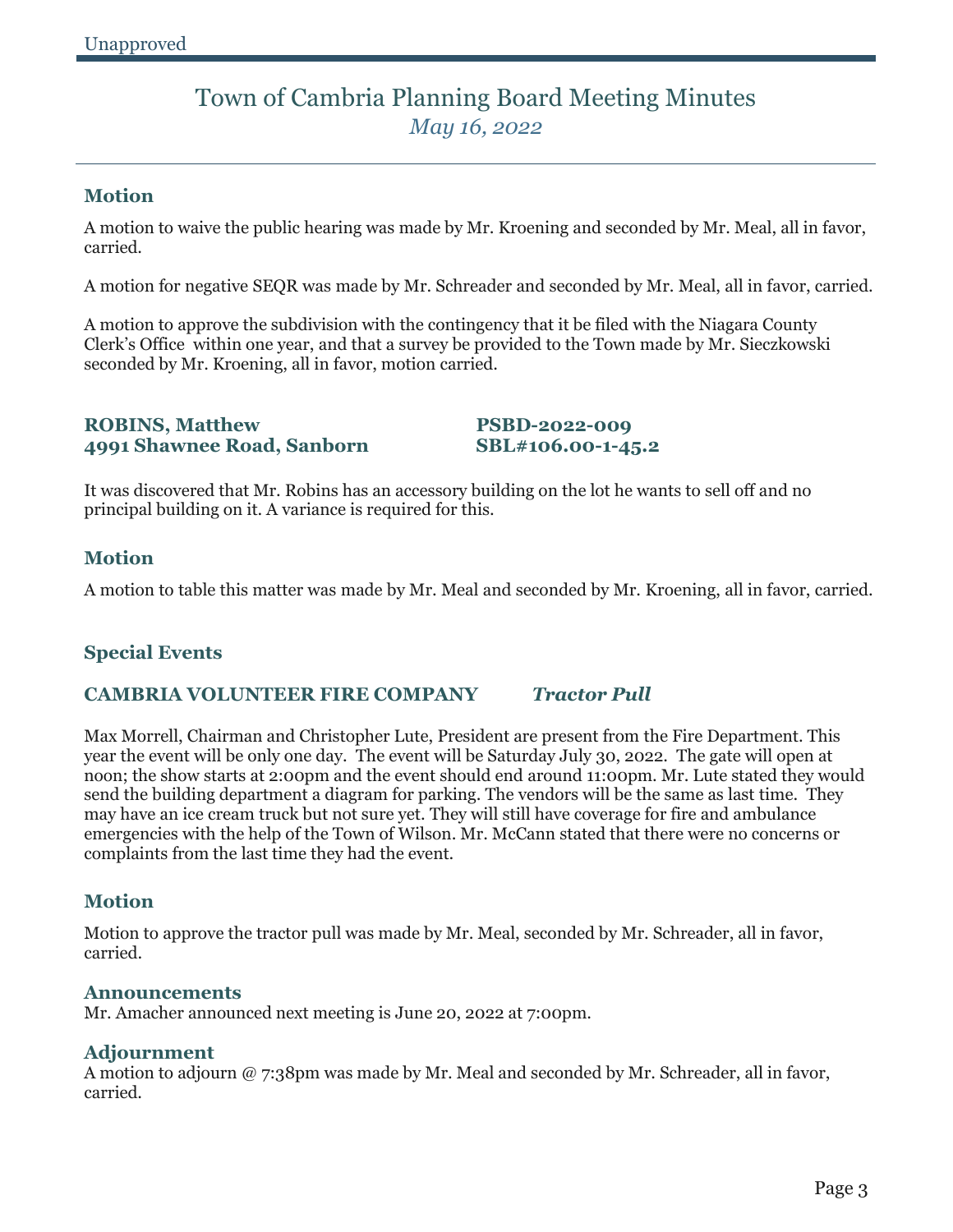Unapproved

# Town of Cambria Planning Board Meeting Minutes

*May 16, 2022*

## Motion

A motion to waive the public hearing was made by Mr. Kroening and seconded by Mr. Meal, all in favor, carried.

A motion for negative SEQR was made by Mr. Schreader and seconded by Mr. Meal, all in favor, carried.

A motion to approve the subdivision with the contingency that it be filed with the Niagara County Clerk's Office within one year, and that a survey be provided to the Town made by Mr. Sieczkowski seconded by Mr. Kroening, all in favor, motion carried.

**ROBINS, Matthew** **PSBD-2022-009**
**4991 Shawnee Road, Sanborn** **SBL#106.00-1-45.2**

It was discovered that Mr. Robins has an accessory building on the lot he wants to sell off and no principal building on it. A variance is required for this.

## Motion

A motion to table this matter was made by Mr. Meal and seconded by Mr. Kroening, all in favor, carried.

## Special Events

**CAMBRIA VOLUNTEER FIRE COMPANY** ***Tractor Pull***

Max Morrell, Chairman and Christopher Lute, President are present from the Fire Department. This year the event will be only one day. The event will be Saturday July 30, 2022. The gate will open at noon; the show starts at 2:00pm and the event should end around 11:00pm. Mr. Lute stated they would send the building department a diagram for parking. The vendors will be the same as last time. They may have an ice cream truck but not sure yet. They will still have coverage for fire and ambulance emergencies with the help of the Town of Wilson. Mr. McCann stated that there were no concerns or complaints from the last time they had the event.

## Motion

Motion to approve the tractor pull was made by Mr. Meal, seconded by Mr. Schreader, all in favor, carried.

### Announcements

Mr. Amacher announced next meeting is June 20, 2022 at 7:00pm.

### Adjournment

A motion to adjourn @ 7:38pm was made by Mr. Meal and seconded by Mr. Schreader, all in favor, carried.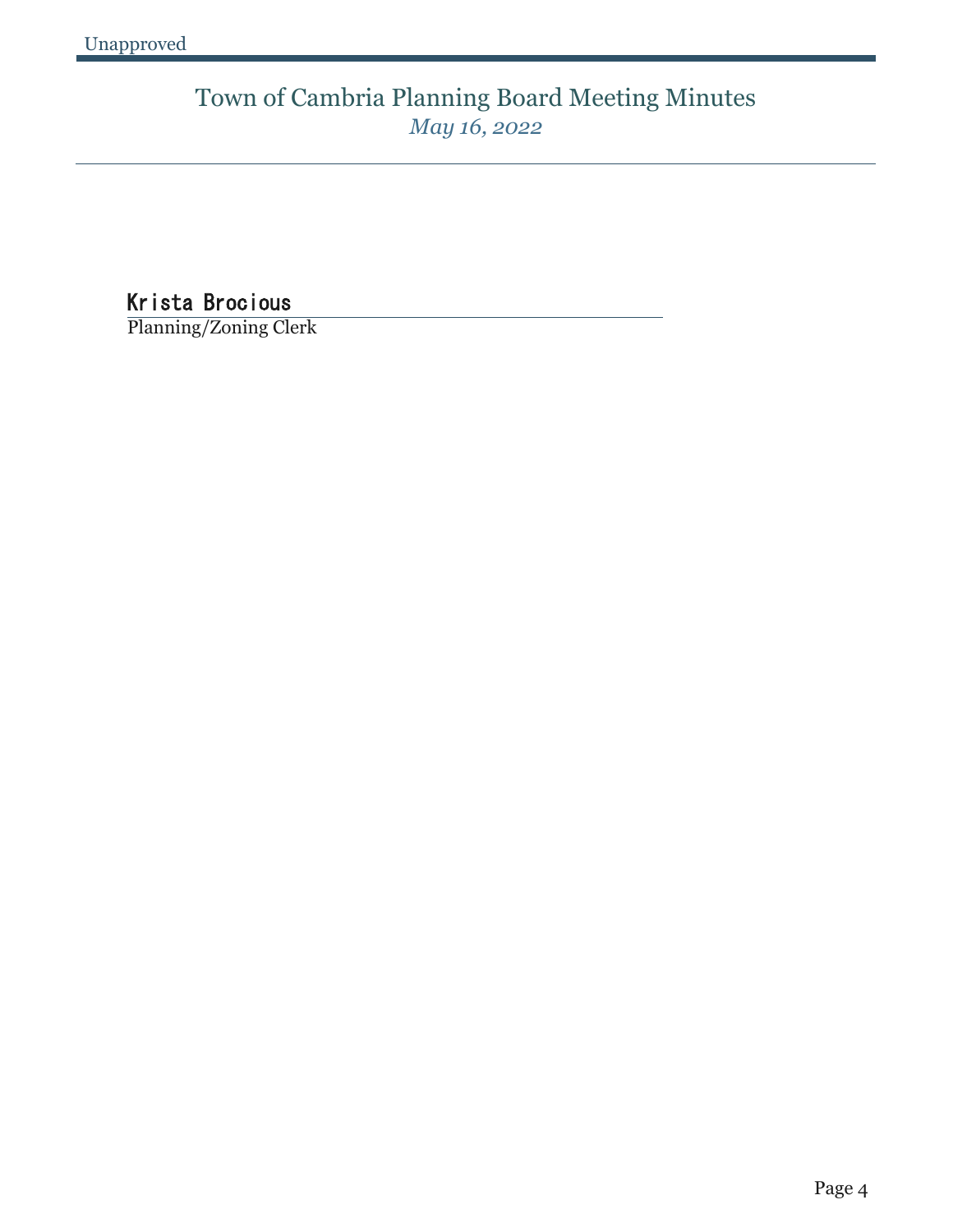Krista Brocious

Planning/Zoning Clerk